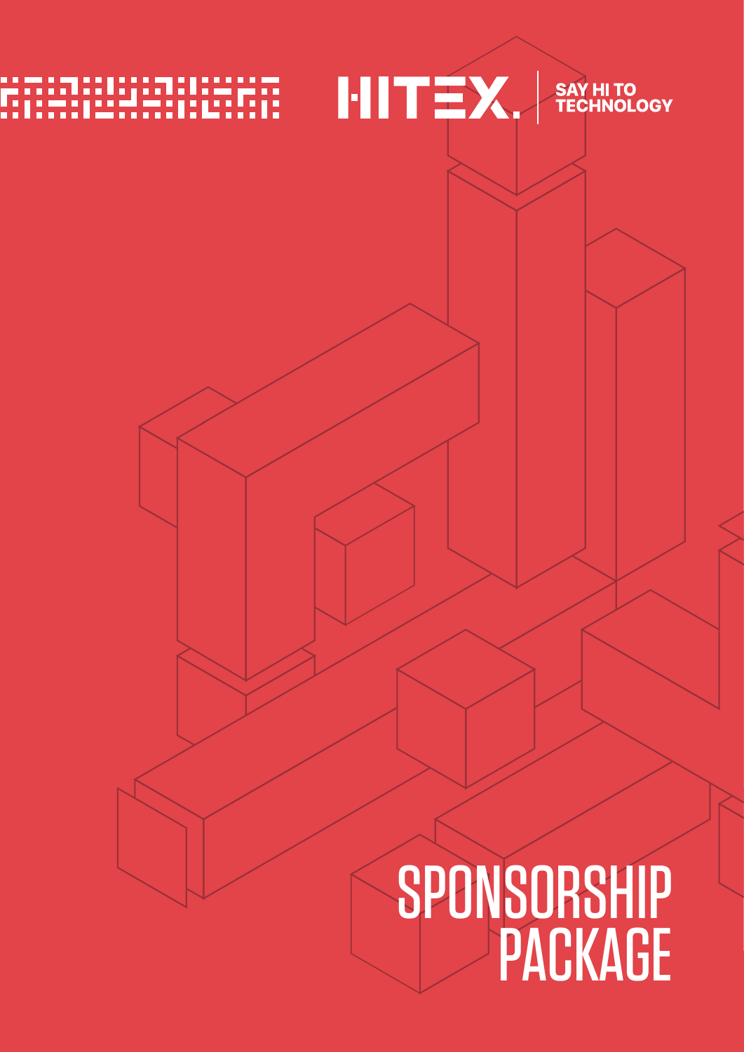HITEX. SAY HI TO TECHNOLOGY

# SPONSORSHIP PACKAGE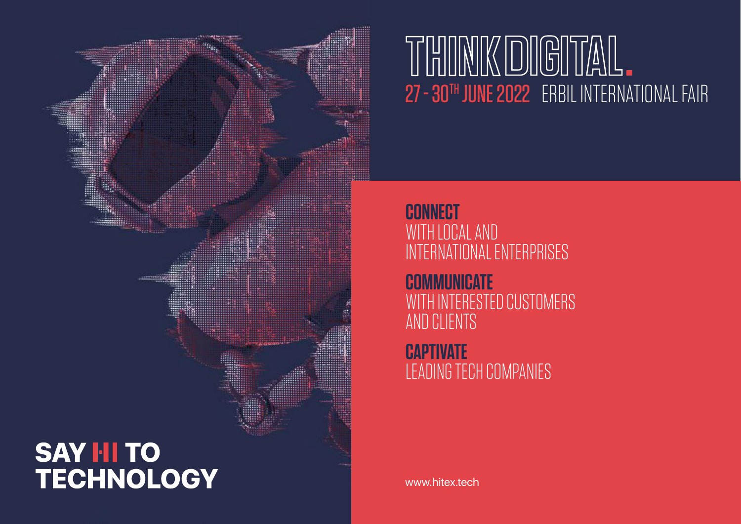# THINK DIGITAL.

27 - 30[TH] JUNE 2022 ERBIL INTERNATIONAL FAIR

**CONNECT**
WITH LOCAL AND INTERNATIONAL ENTERPRISES

**COMMUNICATE**
WITH INTERESTED CUSTOMERS AND CLIENTS

**CAPTIVATE**
LEADING TECH COMPANIES

**SAY HI TO TECHNOLOGY**

www.hitex.tech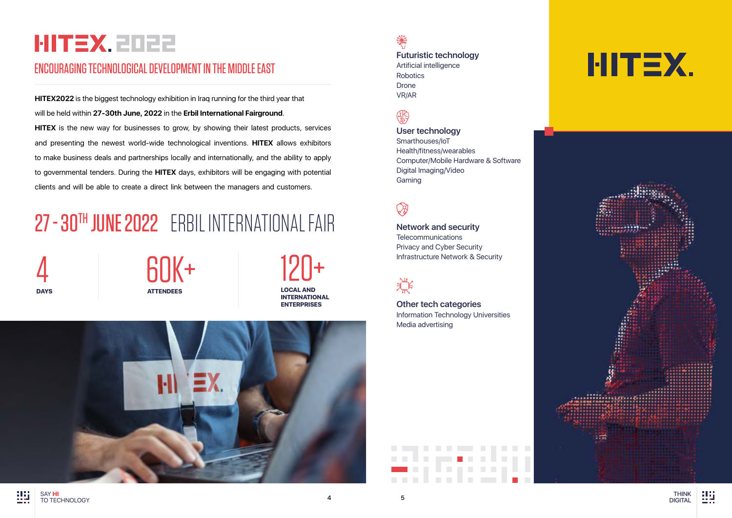# HITEX.2022

## ENCOURAGING TECHNOLOGICAL DEVELOPMENT IN THE MIDDLE EAST

**HITEX2022** is the biggest technology exhibition in Iraq running for the third year that will be held within **27-30th June, 2022** in the **Erbil International Fairground**.

**HITEX** is the new way for businesses to grow, by showing their latest products, services and presenting the newest world-wide technological inventions. **HITEX** allows exhibitors to make business deals and partnerships locally and internationally, and the ability to apply to governmental tenders. During the **HITEX** days, exhibitors will be engaging with potential clients and will be able to create a direct link between the managers and customers.

## 27 - 30TH JUNE 2022 ERBIL INTERNATIONAL FAIR

**4** DAYS

**60K+** ATTENDEES

**120+** LOCAL AND INTERNATIONAL ENTERPRISES

### Futuristic technology

Artificial intelligence
Robotics
Drone
VR/AR

### User technology

Smarthouses/IoT
Health/fitness/wearables
Computer/Mobile Hardware & Software
Digital Imaging/Video
Gaming

### Network and security

Telecommunications
Privacy and Cyber Security
Infrastructure Network & Security

### Other tech categories

Information Technology Universities
Media advertising

# HITEX.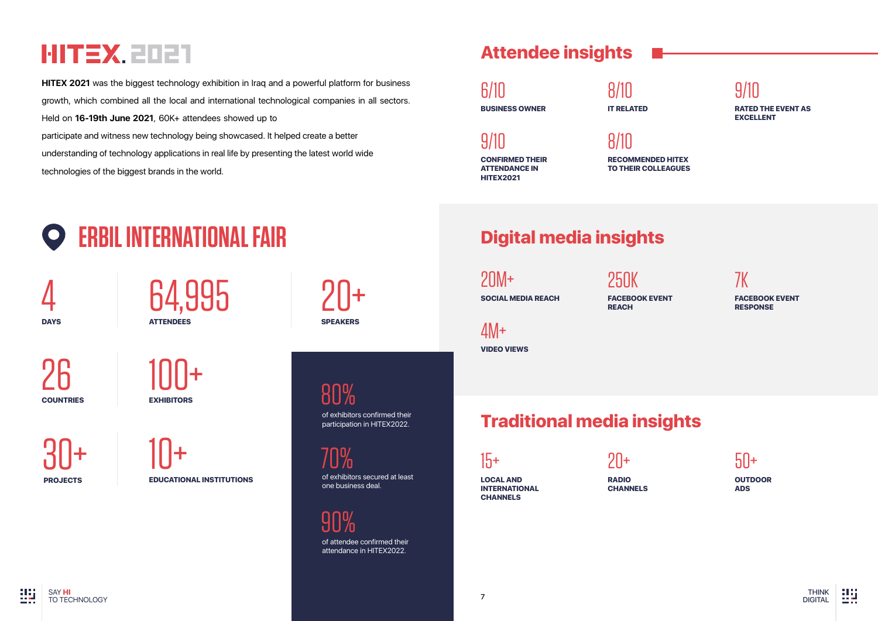# HITEX. 2021

**HITEX 2021** was the biggest technology exhibition in Iraq and a powerful platform for business growth, which combined all the local and international technological companies in all sectors. Held on **16-19th June 2021**, 60K+ attendees showed up to participate and witness new technology being showcased. It helped create a better understanding of technology applications in real life by presenting the latest world wide technologies of the biggest brands in the world.

## ERBIL INTERNATIONAL FAIR

4
**DAYS**

64,995
**ATTENDEES**

20+
**SPEAKERS**

26
**COUNTRIES**

100+
**EXHIBITORS**

30+
**PROJECTS**

10+
**EDUCATIONAL INSTITUTIONS**

80%
of exhibitors confirmed their participation in HITEX2022.

70%
of exhibitors secured at least one business deal.

90%
of attendee confirmed their attendance in HITEX2022.

## Attendee insights

6/10
**BUSINESS OWNER**

8/10
**IT RELATED**

9/10
**RATED THE EVENT AS EXCELLENT**

9/10
**CONFIRMED THEIR ATTENDANCE IN HITEX2021**

8/10
**RECOMMENDED HITEX TO THEIR COLLEAGUES**

## Digital media insights

20M+
**SOCIAL MEDIA REACH**

250K
**FACEBOOK EVENT REACH**

7K
**FACEBOOK EVENT RESPONSE**

4M+
**VIDEO VIEWS**

## Traditional media insights

15+
**LOCAL AND INTERNATIONAL CHANNELS**

20+
**RADIO CHANNELS**

50+
**OUTDOOR ADS**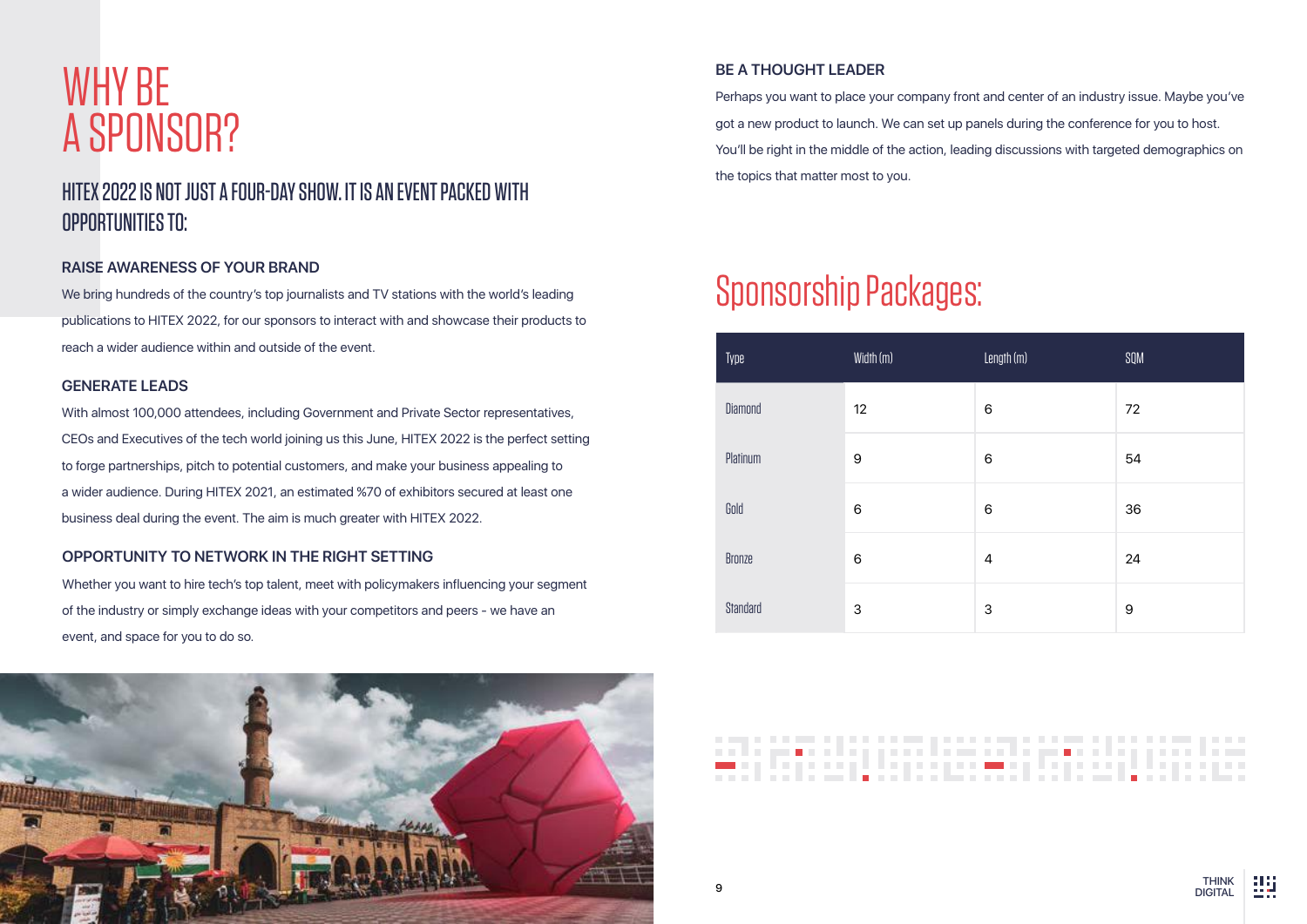# WHY BE A SPONSOR?

## HITEX 2022 IS NOT JUST A FOUR-DAY SHOW. IT IS AN EVENT PACKED WITH OPPORTUNITIES TO:

### RAISE AWARENESS OF YOUR BRAND

We bring hundreds of the country's top journalists and TV stations with the world's leading publications to HITEX 2022, for our sponsors to interact with and showcase their products to reach a wider audience within and outside of the event.

### GENERATE LEADS

With almost 100,000 attendees, including Government and Private Sector representatives, CEOs and Executives of the tech world joining us this June, HITEX 2022 is the perfect setting to forge partnerships, pitch to potential customers, and make your business appealing to a wider audience. During HITEX 2021, an estimated %70 of exhibitors secured at least one business deal during the event. The aim is much greater with HITEX 2022.

### OPPORTUNITY TO NETWORK IN THE RIGHT SETTING

Whether you want to hire tech's top talent, meet with policymakers influencing your segment of the industry or simply exchange ideas with your competitors and peers - we have an event, and space for you to do so.

### BE A THOUGHT LEADER

Perhaps you want to place your company front and center of an industry issue. Maybe you've got a new product to launch. We can set up panels during the conference for you to host. You'll be right in the middle of the action, leading discussions with targeted demographics on the topics that matter most to you.

## Sponsorship Packages:

| Type | Width (m) | Length (m) | SQM |
|---|---|---|---|
| Diamond | 12 | 6 | 72 |
| Platinum | 9 | 6 | 54 |
| Gold | 6 | 6 | 36 |
| Bronze | 6 | 4 | 24 |
| Standard | 3 | 3 | 9 |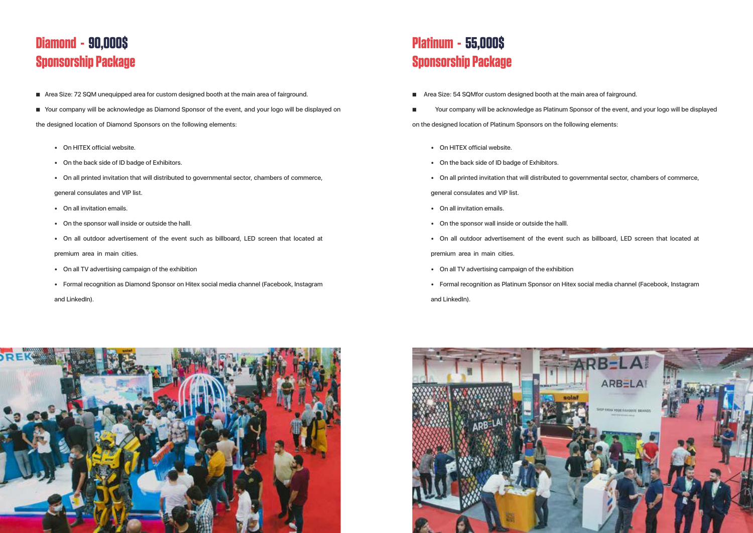## Diamond - 90,000$ Sponsorship Package

- Area Size: 72 SQM unequipped area for custom designed booth at the main area of fairground.
- Your company will be acknowledge as Diamond Sponsor of the event, and your logo will be displayed on the designed location of Diamond Sponsors on the following elements:
  - On HITEX official website.
  - On the back side of ID badge of Exhibitors.
  - On all printed invitation that will distributed to governmental sector, chambers of commerce, general consulates and VIP list.
  - On all invitation emails.
  - On the sponsor wall inside or outside the halll.
  - On all outdoor advertisement of the event such as billboard, LED screen that located at premium area in main cities.
  - On all TV advertising campaign of the exhibition
  - Formal recognition as Diamond Sponsor on Hitex social media channel (Facebook, Instagram and LinkedIn).

## Platinum - 55,000$ Sponsorship Package

- Area Size: 54 SQMfor custom designed booth at the main area of fairground.
- Your company will be acknowledge as Platinum Sponsor of the event, and your logo will be displayed on the designed location of Platinum Sponsors on the following elements:
  - On HITEX official website.
  - On the back side of ID badge of Exhibitors.
  - On all printed invitation that will distributed to governmental sector, chambers of commerce, general consulates and VIP list.
  - On all invitation emails.
  - On the sponsor wall inside or outside the halll.
  - On all outdoor advertisement of the event such as billboard, LED screen that located at premium area in main cities.
  - On all TV advertising campaign of the exhibition
  - Formal recognition as Platinum Sponsor on Hitex social media channel (Facebook, Instagram and LinkedIn).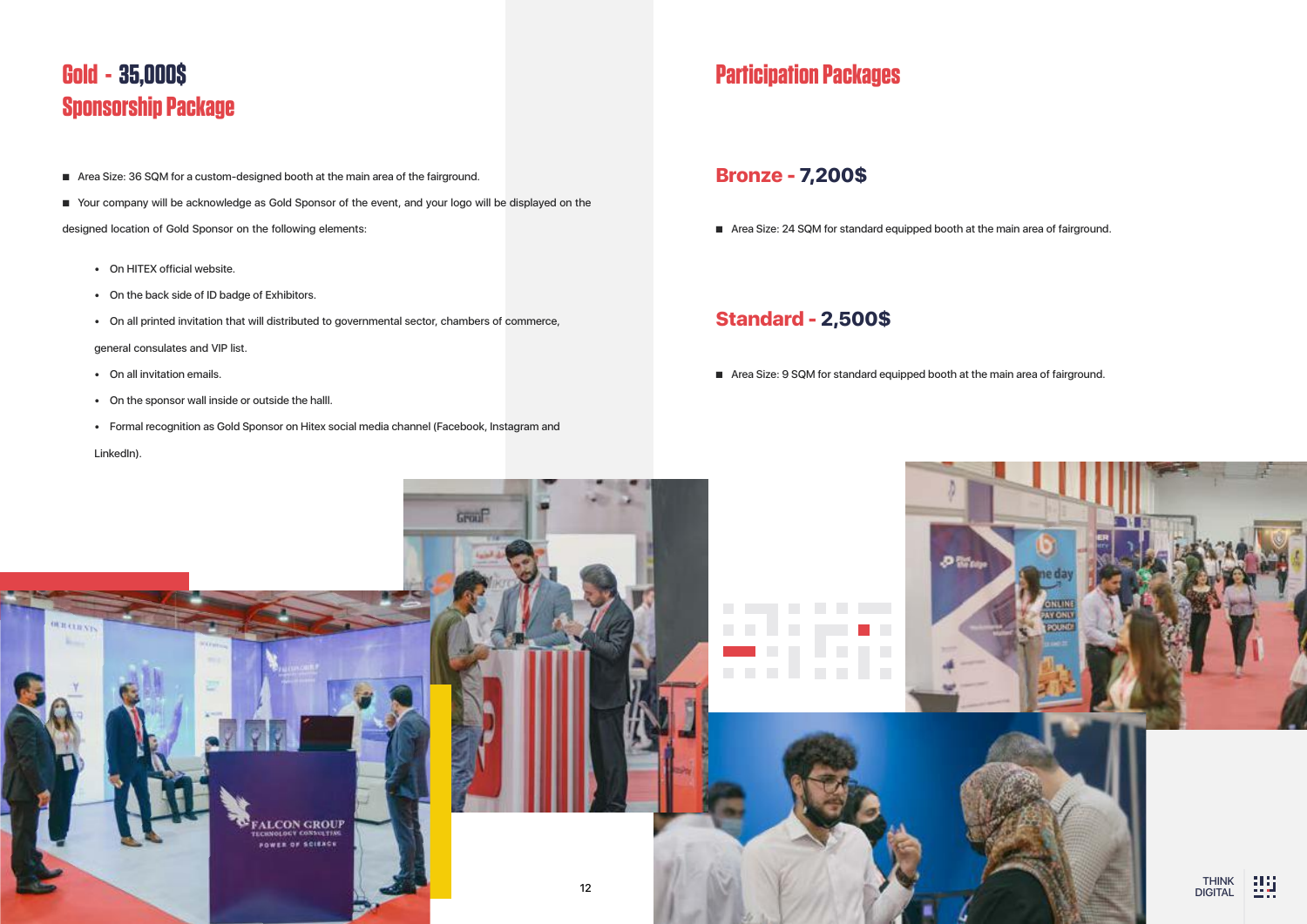## Gold - 35,000$ Sponsorship Package

- Area Size: 36 SQM for a custom-designed booth at the main area of the fairground.
- Your company will be acknowledge as Gold Sponsor of the event, and your logo will be displayed on the designed location of Gold Sponsor on the following elements:
  - On HITEX official website.
  - On the back side of ID badge of Exhibitors.
  - On all printed invitation that will distributed to governmental sector, chambers of commerce, general consulates and VIP list.
  - On all invitation emails.
  - On the sponsor wall inside or outside the halll.
  - Formal recognition as Gold Sponsor on Hitex social media channel (Facebook, Instagram and LinkedIn).

## Participation Packages

### Bronze - 7,200$

- Area Size: 24 SQM for standard equipped booth at the main area of fairground.

### Standard - 2,500$

- Area Size: 9 SQM for standard equipped booth at the main area of fairground.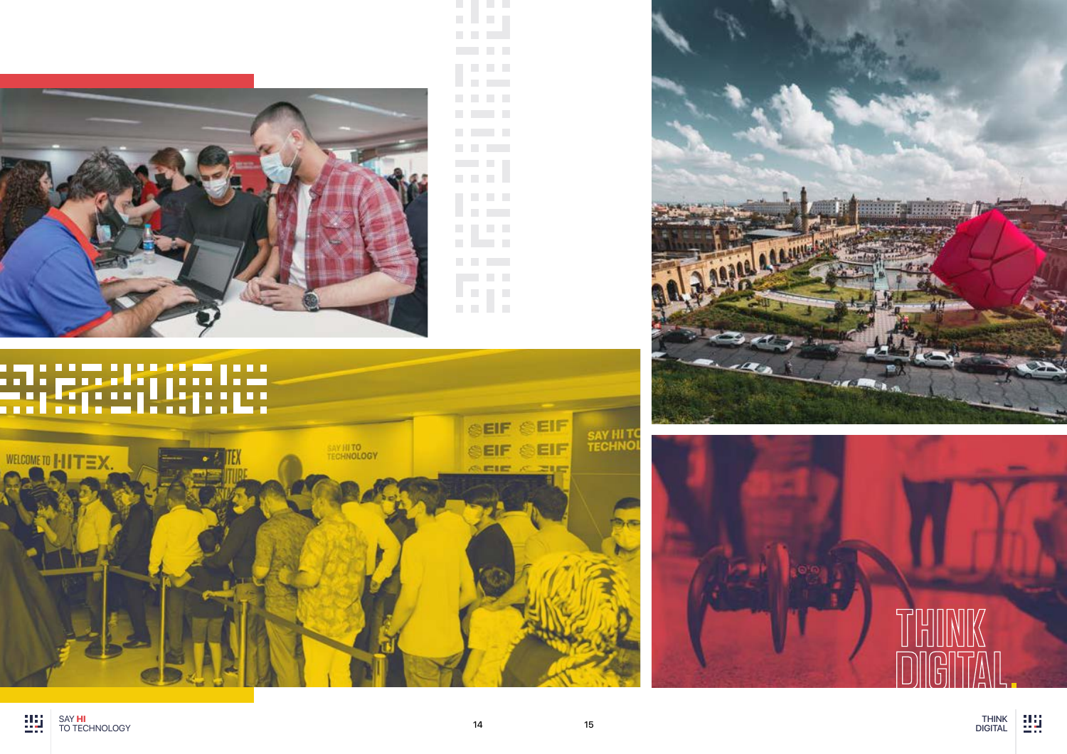# THINK DIGITAL.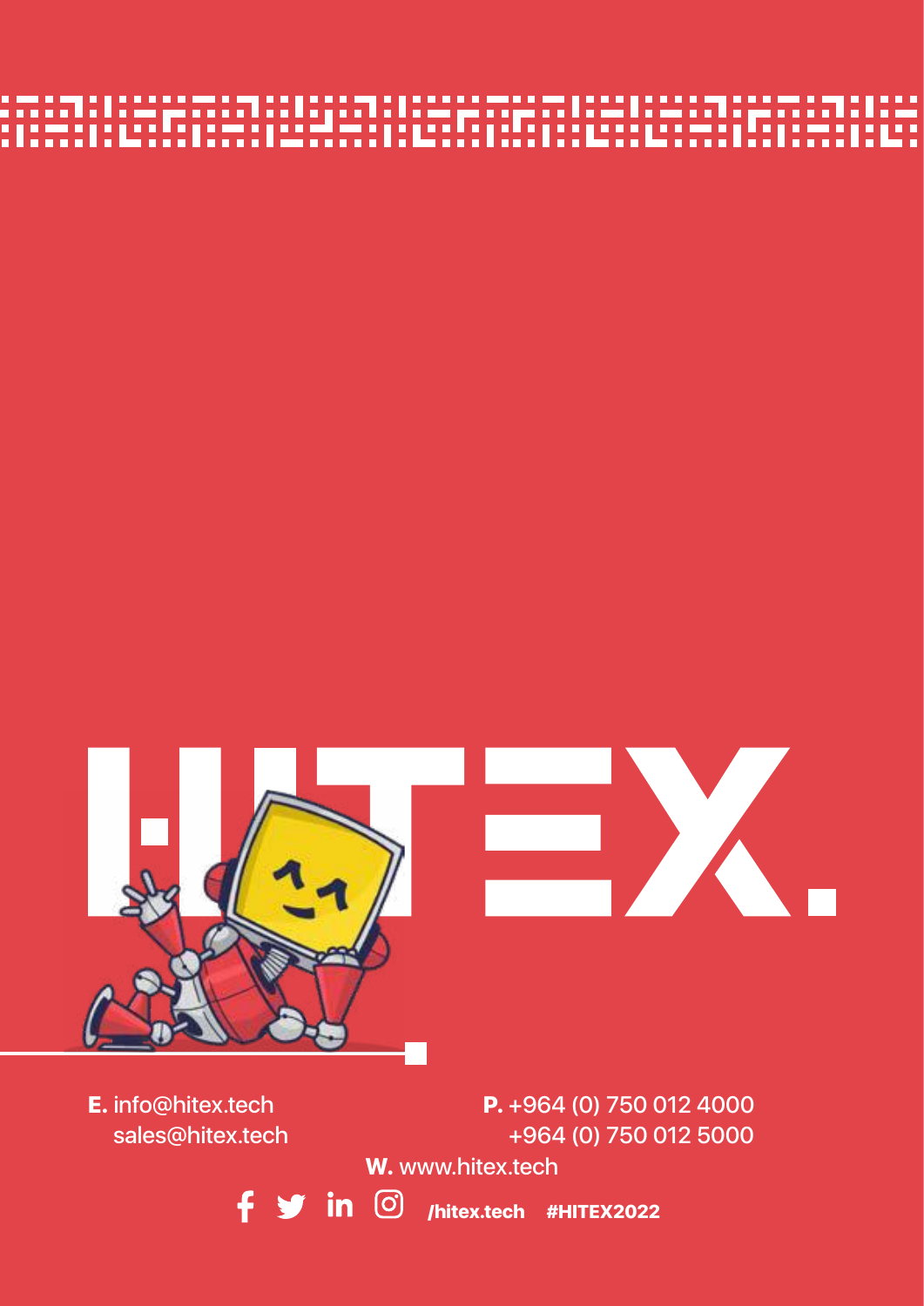# HITEX.

**E.** info@hitex.tech
sales@hitex.tech

**P.** +964 (0) 750 012 4000
+964 (0) 750 012 5000

**W.** www.hitex.tech

**/hitex.tech** **#HITEX2022**